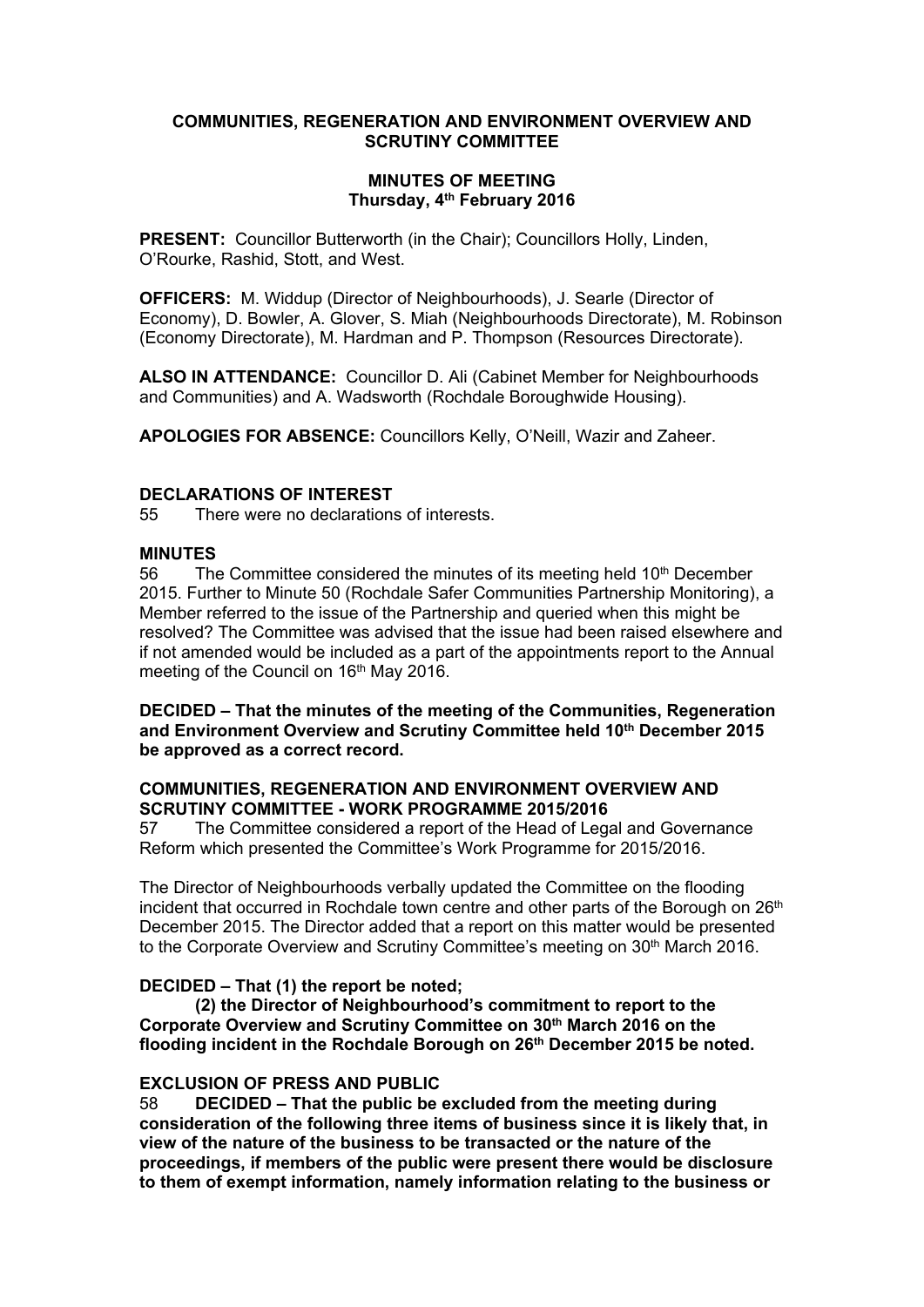# COMMUNITIES, REGENERATION AND ENVIRONMENT OVERVIEW AND SCRUTINY COMMITTEE

## MINUTES OF MEETING
**Thursday, 4th February 2016**

**PRESENT:** Councillor Butterworth (in the Chair); Councillors Holly, Linden, O'Rourke, Rashid, Stott, and West.

**OFFICERS:** M. Widdup (Director of Neighbourhoods), J. Searle (Director of Economy), D. Bowler, A. Glover, S. Miah (Neighbourhoods Directorate), M. Robinson (Economy Directorate), M. Hardman and P. Thompson (Resources Directorate).

**ALSO IN ATTENDANCE:** Councillor D. Ali (Cabinet Member for Neighbourhoods and Communities) and A. Wadsworth (Rochdale Boroughwide Housing).

**APOLOGIES FOR ABSENCE:** Councillors Kelly, O'Neill, Wazir and Zaheer.

### DECLARATIONS OF INTEREST

55 There were no declarations of interests.

### MINUTES

56 The Committee considered the minutes of its meeting held 10th December 2015. Further to Minute 50 (Rochdale Safer Communities Partnership Monitoring), a Member referred to the issue of the Partnership and queried when this might be resolved? The Committee was advised that the issue had been raised elsewhere and if not amended would be included as a part of the appointments report to the Annual meeting of the Council on 16th May 2016.

**DECIDED – That the minutes of the meeting of the Communities, Regeneration and Environment Overview and Scrutiny Committee held 10th December 2015 be approved as a correct record.**

### COMMUNITIES, REGENERATION AND ENVIRONMENT OVERVIEW AND SCRUTINY COMMITTEE - WORK PROGRAMME 2015/2016

57 The Committee considered a report of the Head of Legal and Governance Reform which presented the Committee's Work Programme for 2015/2016.

The Director of Neighbourhoods verbally updated the Committee on the flooding incident that occurred in Rochdale town centre and other parts of the Borough on 26th December 2015. The Director added that a report on this matter would be presented to the Corporate Overview and Scrutiny Committee's meeting on 30th March 2016.

**DECIDED – That (1) the report be noted;**

**(2) the Director of Neighbourhood's commitment to report to the Corporate Overview and Scrutiny Committee on 30th March 2016 on the flooding incident in the Rochdale Borough on 26th December 2015 be noted.**

### EXCLUSION OF PRESS AND PUBLIC

58 **DECIDED – That the public be excluded from the meeting during consideration of the following three items of business since it is likely that, in view of the nature of the business to be transacted or the nature of the proceedings, if members of the public were present there would be disclosure to them of exempt information, namely information relating to the business or**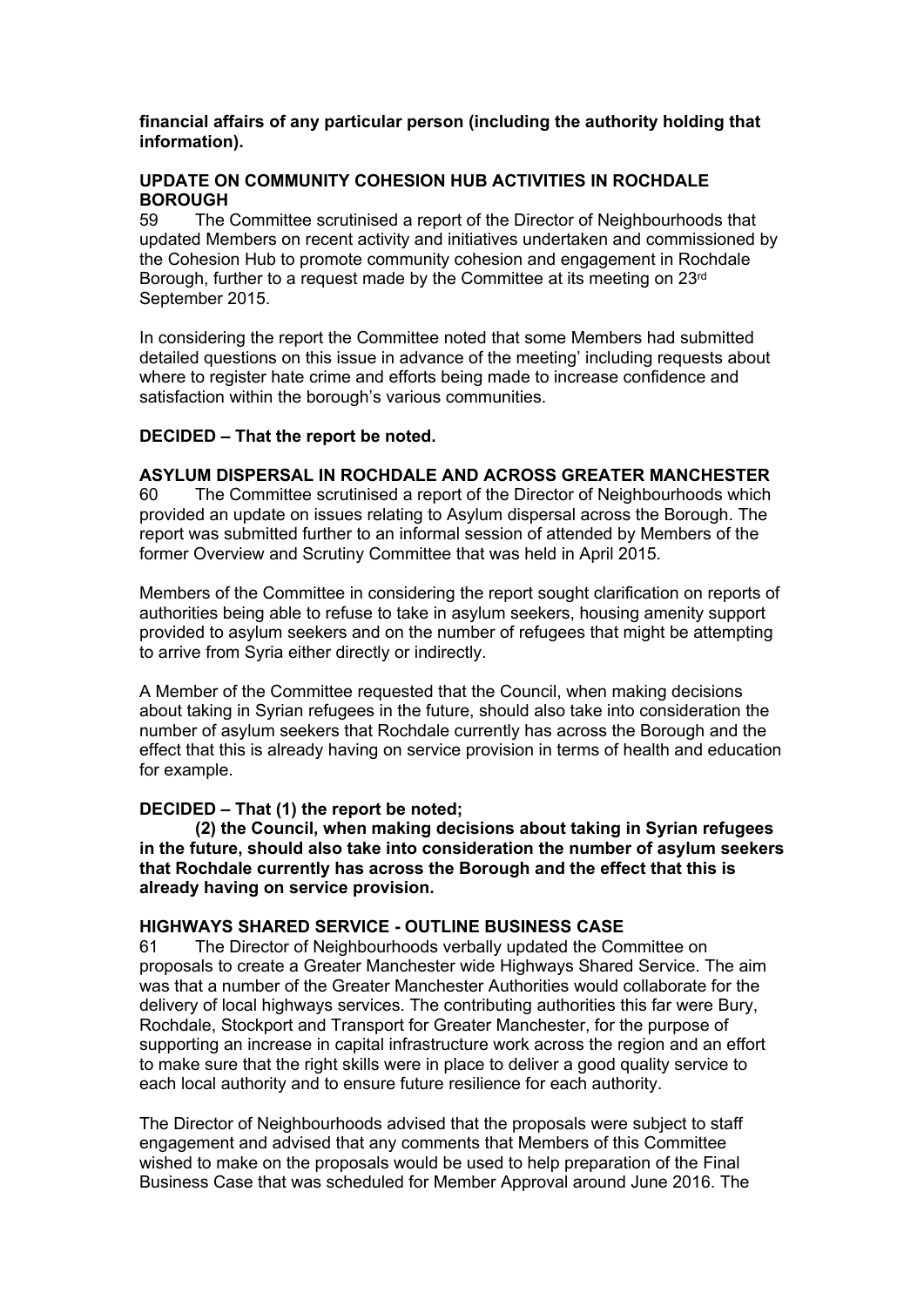**financial affairs of any particular person (including the authority holding that information).**

**UPDATE ON COMMUNITY COHESION HUB ACTIVITIES IN ROCHDALE BOROUGH**

59 The Committee scrutinised a report of the Director of Neighbourhoods that updated Members on recent activity and initiatives undertaken and commissioned by the Cohesion Hub to promote community cohesion and engagement in Rochdale Borough, further to a request made by the Committee at its meeting on 23rd September 2015.

In considering the report the Committee noted that some Members had submitted detailed questions on this issue in advance of the meeting' including requests about where to register hate crime and efforts being made to increase confidence and satisfaction within the borough's various communities.

**DECIDED – That the report be noted.**

**ASYLUM DISPERSAL IN ROCHDALE AND ACROSS GREATER MANCHESTER**

60 The Committee scrutinised a report of the Director of Neighbourhoods which provided an update on issues relating to Asylum dispersal across the Borough. The report was submitted further to an informal session of attended by Members of the former Overview and Scrutiny Committee that was held in April 2015.

Members of the Committee in considering the report sought clarification on reports of authorities being able to refuse to take in asylum seekers, housing amenity support provided to asylum seekers and on the number of refugees that might be attempting to arrive from Syria either directly or indirectly.

A Member of the Committee requested that the Council, when making decisions about taking in Syrian refugees in the future, should also take into consideration the number of asylum seekers that Rochdale currently has across the Borough and the effect that this is already having on service provision in terms of health and education for example.

**DECIDED – That (1) the report be noted;**

**(2) the Council, when making decisions about taking in Syrian refugees in the future, should also take into consideration the number of asylum seekers that Rochdale currently has across the Borough and the effect that this is already having on service provision.**

**HIGHWAYS SHARED SERVICE - OUTLINE BUSINESS CASE**

61 The Director of Neighbourhoods verbally updated the Committee on proposals to create a Greater Manchester wide Highways Shared Service. The aim was that a number of the Greater Manchester Authorities would collaborate for the delivery of local highways services. The contributing authorities this far were Bury, Rochdale, Stockport and Transport for Greater Manchester, for the purpose of supporting an increase in capital infrastructure work across the region and an effort to make sure that the right skills were in place to deliver a good quality service to each local authority and to ensure future resilience for each authority.

The Director of Neighbourhoods advised that the proposals were subject to staff engagement and advised that any comments that Members of this Committee wished to make on the proposals would be used to help preparation of the Final Business Case that was scheduled for Member Approval around June 2016. The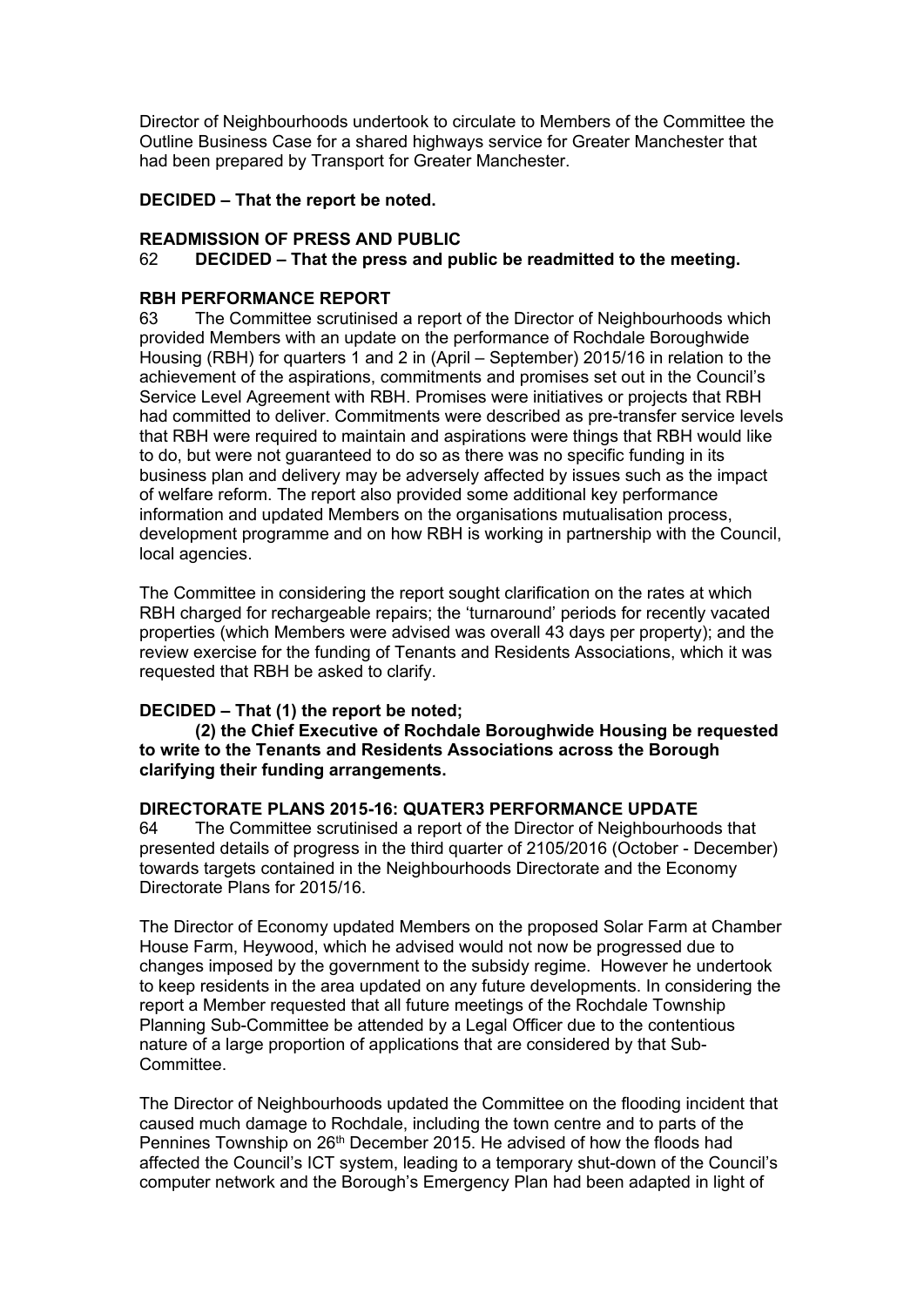Director of Neighbourhoods undertook to circulate to Members of the Committee the Outline Business Case for a shared highways service for Greater Manchester that had been prepared by Transport for Greater Manchester.

**DECIDED – That the report be noted.**

**READMISSION OF PRESS AND PUBLIC**

62 **DECIDED – That the press and public be readmitted to the meeting.**

**RBH PERFORMANCE REPORT**

63 The Committee scrutinised a report of the Director of Neighbourhoods which provided Members with an update on the performance of Rochdale Boroughwide Housing (RBH) for quarters 1 and 2 in (April – September) 2015/16 in relation to the achievement of the aspirations, commitments and promises set out in the Council's Service Level Agreement with RBH. Promises were initiatives or projects that RBH had committed to deliver. Commitments were described as pre-transfer service levels that RBH were required to maintain and aspirations were things that RBH would like to do, but were not guaranteed to do so as there was no specific funding in its business plan and delivery may be adversely affected by issues such as the impact of welfare reform. The report also provided some additional key performance information and updated Members on the organisations mutualisation process, development programme and on how RBH is working in partnership with the Council, local agencies.

The Committee in considering the report sought clarification on the rates at which RBH charged for rechargeable repairs; the 'turnaround' periods for recently vacated properties (which Members were advised was overall 43 days per property); and the review exercise for the funding of Tenants and Residents Associations, which it was requested that RBH be asked to clarify.

**DECIDED – That (1) the report be noted;**

**(2) the Chief Executive of Rochdale Boroughwide Housing be requested to write to the Tenants and Residents Associations across the Borough clarifying their funding arrangements.**

**DIRECTORATE PLANS 2015-16: QUATER3 PERFORMANCE UPDATE**

64 The Committee scrutinised a report of the Director of Neighbourhoods that presented details of progress in the third quarter of 2105/2016 (October - December) towards targets contained in the Neighbourhoods Directorate and the Economy Directorate Plans for 2015/16.

The Director of Economy updated Members on the proposed Solar Farm at Chamber House Farm, Heywood, which he advised would not now be progressed due to changes imposed by the government to the subsidy regime. However he undertook to keep residents in the area updated on any future developments. In considering the report a Member requested that all future meetings of the Rochdale Township Planning Sub-Committee be attended by a Legal Officer due to the contentious nature of a large proportion of applications that are considered by that Sub-Committee.

The Director of Neighbourhoods updated the Committee on the flooding incident that caused much damage to Rochdale, including the town centre and to parts of the Pennines Township on 26th December 2015. He advised of how the floods had affected the Council's ICT system, leading to a temporary shut-down of the Council's computer network and the Borough's Emergency Plan had been adapted in light of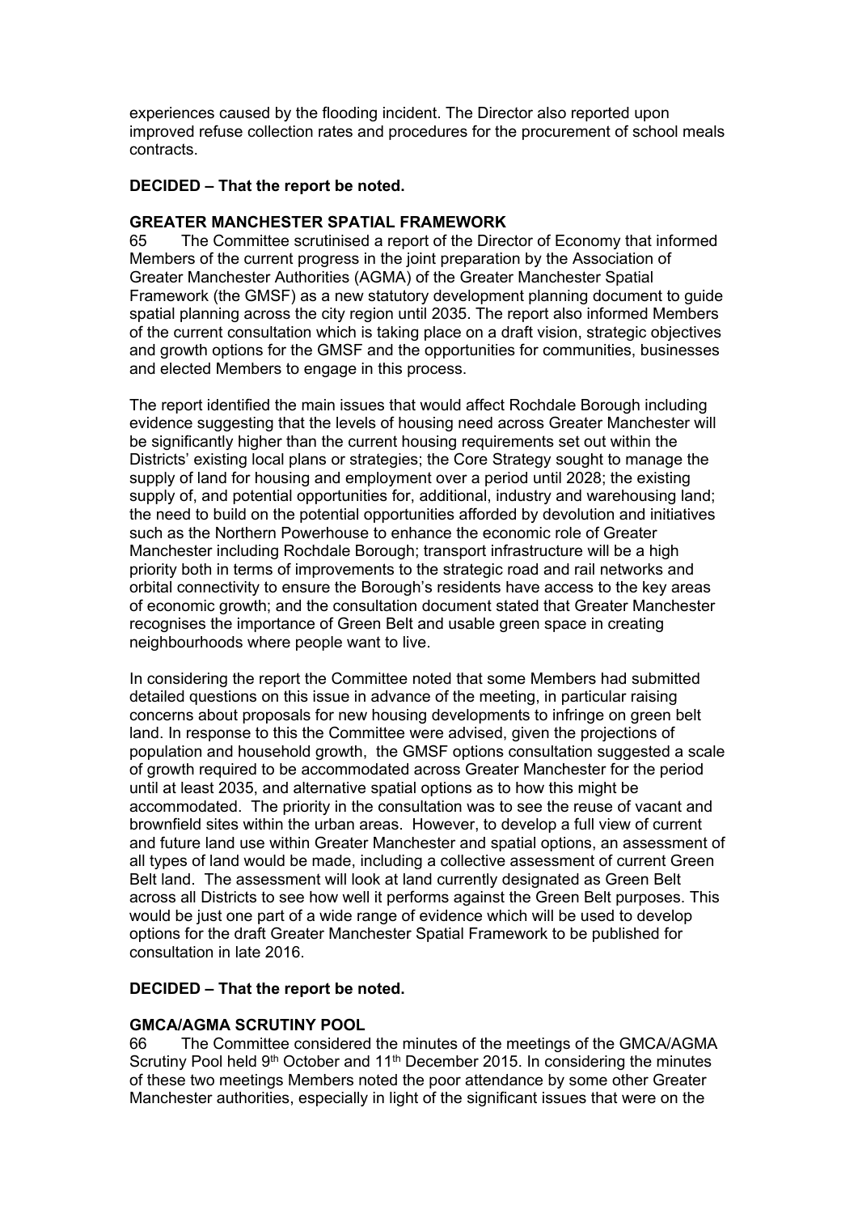experiences caused by the flooding incident. The Director also reported upon improved refuse collection rates and procedures for the procurement of school meals contracts.

**DECIDED – That the report be noted.**

**GREATER MANCHESTER SPATIAL FRAMEWORK**

65 The Committee scrutinised a report of the Director of Economy that informed Members of the current progress in the joint preparation by the Association of Greater Manchester Authorities (AGMA) of the Greater Manchester Spatial Framework (the GMSF) as a new statutory development planning document to guide spatial planning across the city region until 2035. The report also informed Members of the current consultation which is taking place on a draft vision, strategic objectives and growth options for the GMSF and the opportunities for communities, businesses and elected Members to engage in this process.

The report identified the main issues that would affect Rochdale Borough including evidence suggesting that the levels of housing need across Greater Manchester will be significantly higher than the current housing requirements set out within the Districts' existing local plans or strategies; the Core Strategy sought to manage the supply of land for housing and employment over a period until 2028; the existing supply of, and potential opportunities for, additional, industry and warehousing land; the need to build on the potential opportunities afforded by devolution and initiatives such as the Northern Powerhouse to enhance the economic role of Greater Manchester including Rochdale Borough; transport infrastructure will be a high priority both in terms of improvements to the strategic road and rail networks and orbital connectivity to ensure the Borough's residents have access to the key areas of economic growth; and the consultation document stated that Greater Manchester recognises the importance of Green Belt and usable green space in creating neighbourhoods where people want to live.

In considering the report the Committee noted that some Members had submitted detailed questions on this issue in advance of the meeting, in particular raising concerns about proposals for new housing developments to infringe on green belt land. In response to this the Committee were advised, given the projections of population and household growth, the GMSF options consultation suggested a scale of growth required to be accommodated across Greater Manchester for the period until at least 2035, and alternative spatial options as to how this might be accommodated. The priority in the consultation was to see the reuse of vacant and brownfield sites within the urban areas. However, to develop a full view of current and future land use within Greater Manchester and spatial options, an assessment of all types of land would be made, including a collective assessment of current Green Belt land. The assessment will look at land currently designated as Green Belt across all Districts to see how well it performs against the Green Belt purposes. This would be just one part of a wide range of evidence which will be used to develop options for the draft Greater Manchester Spatial Framework to be published for consultation in late 2016.

**DECIDED – That the report be noted.**

**GMCA/AGMA SCRUTINY POOL**

66 The Committee considered the minutes of the meetings of the GMCA/AGMA Scrutiny Pool held 9th October and 11th December 2015. In considering the minutes of these two meetings Members noted the poor attendance by some other Greater Manchester authorities, especially in light of the significant issues that were on the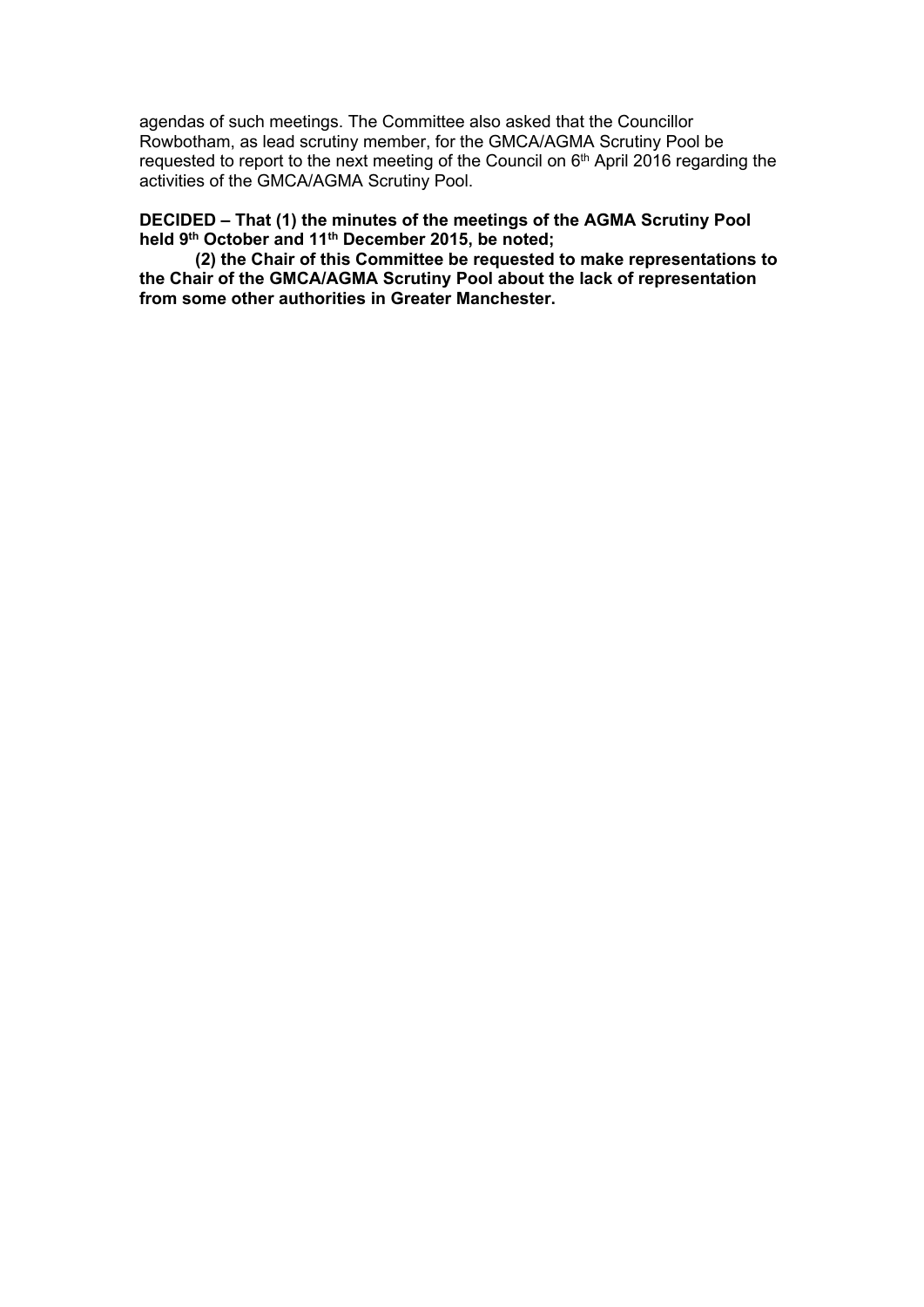agendas of such meetings. The Committee also asked that the Councillor Rowbotham, as lead scrutiny member, for the GMCA/AGMA Scrutiny Pool be requested to report to the next meeting of the Council on 6th April 2016 regarding the activities of the GMCA/AGMA Scrutiny Pool.

**DECIDED – That (1) the minutes of the meetings of the AGMA Scrutiny Pool held 9th October and 11th December 2015, be noted;**

**(2) the Chair of this Committee be requested to make representations to the Chair of the GMCA/AGMA Scrutiny Pool about the lack of representation from some other authorities in Greater Manchester.**